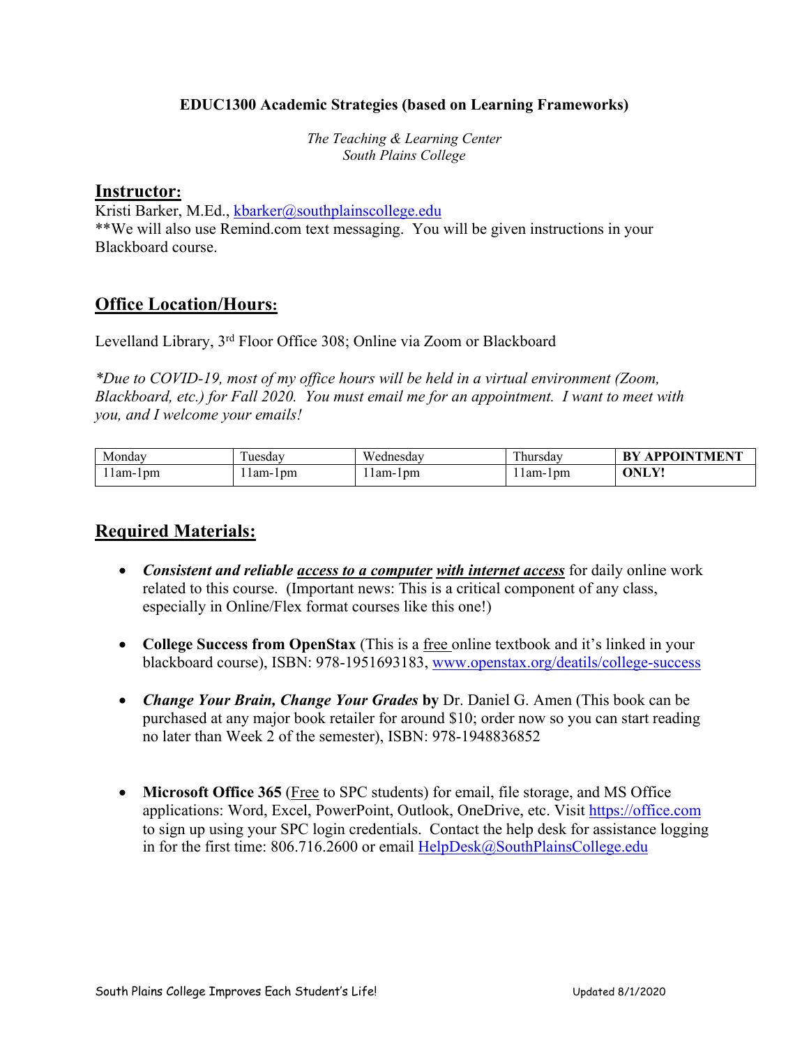**EDUC1300 Academic Strategies (based on Learning Frameworks)**

*The Teaching & Learning Center*
*South Plains College*

## Instructor:

Kristi Barker, M.Ed., kbarker@southplainscollege.edu
**We will also use Remind.com text messaging. You will be given instructions in your Blackboard course.

## Office Location/Hours:

Levelland Library, 3rd Floor Office 308; Online via Zoom or Blackboard

*Due to COVID-19, most of my office hours will be held in a virtual environment (Zoom, Blackboard, etc.) for Fall 2020. You must email me for an appointment. I want to meet with you, and I welcome your emails!*

| Monday | Tuesday | Wednesday | Thursday | **BY APPOINTMENT** |
|---|---|---|---|---|
| 11am-1pm | 11am-1pm | 11am-1pm | 11am-1pm | **ONLY!** |

## Required Materials:

- ***Consistent and reliable access to a computer with internet access*** for daily online work related to this course. (Important news: This is a critical component of any class, especially in Online/Flex format courses like this one!)

- **College Success from OpenStax** (This is a free online textbook and it's linked in your blackboard course), ISBN: 978-1951693183, www.openstax.org/deatils/college-success

- ***Change Your Brain, Change Your Grades* by** Dr. Daniel G. Amen (This book can be purchased at any major book retailer for around $10; order now so you can start reading no later than Week 2 of the semester), ISBN: 978-1948836852

- **Microsoft Office 365** (Free to SPC students) for email, file storage, and MS Office applications: Word, Excel, PowerPoint, Outlook, OneDrive, etc. Visit https://office.com to sign up using your SPC login credentials. Contact the help desk for assistance logging in for the first time: 806.716.2600 or email HelpDesk@SouthPlainsCollege.edu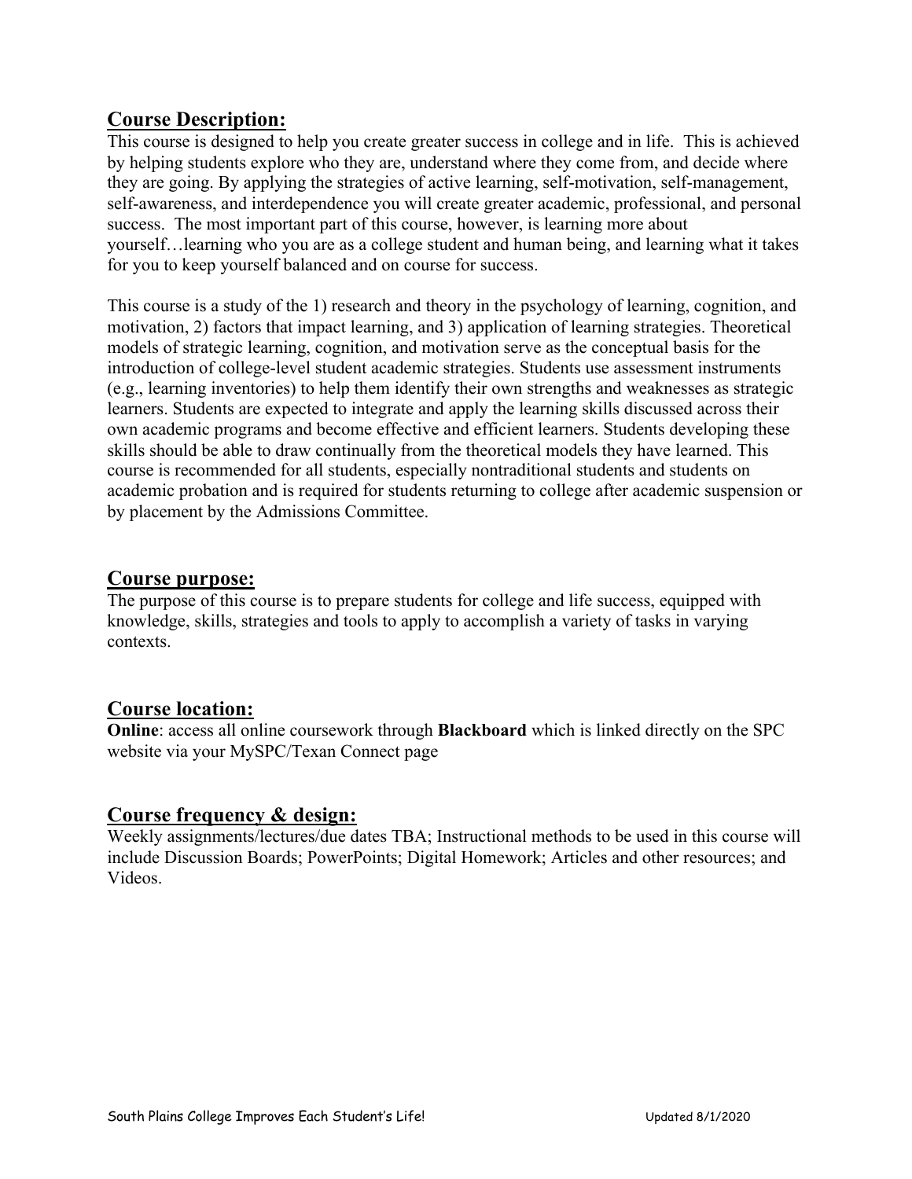## Course Description:

This course is designed to help you create greater success in college and in life. This is achieved by helping students explore who they are, understand where they come from, and decide where they are going. By applying the strategies of active learning, self-motivation, self-management, self-awareness, and interdependence you will create greater academic, professional, and personal success. The most important part of this course, however, is learning more about yourself…learning who you are as a college student and human being, and learning what it takes for you to keep yourself balanced and on course for success.

This course is a study of the 1) research and theory in the psychology of learning, cognition, and motivation, 2) factors that impact learning, and 3) application of learning strategies. Theoretical models of strategic learning, cognition, and motivation serve as the conceptual basis for the introduction of college-level student academic strategies. Students use assessment instruments (e.g., learning inventories) to help them identify their own strengths and weaknesses as strategic learners. Students are expected to integrate and apply the learning skills discussed across their own academic programs and become effective and efficient learners. Students developing these skills should be able to draw continually from the theoretical models they have learned. This course is recommended for all students, especially nontraditional students and students on academic probation and is required for students returning to college after academic suspension or by placement by the Admissions Committee.

## Course purpose:

The purpose of this course is to prepare students for college and life success, equipped with knowledge, skills, strategies and tools to apply to accomplish a variety of tasks in varying contexts.

## Course location:

**Online**: access all online coursework through **Blackboard** which is linked directly on the SPC website via your MySPC/Texan Connect page

## Course frequency & design:

Weekly assignments/lectures/due dates TBA; Instructional methods to be used in this course will include Discussion Boards; PowerPoints; Digital Homework; Articles and other resources; and Videos.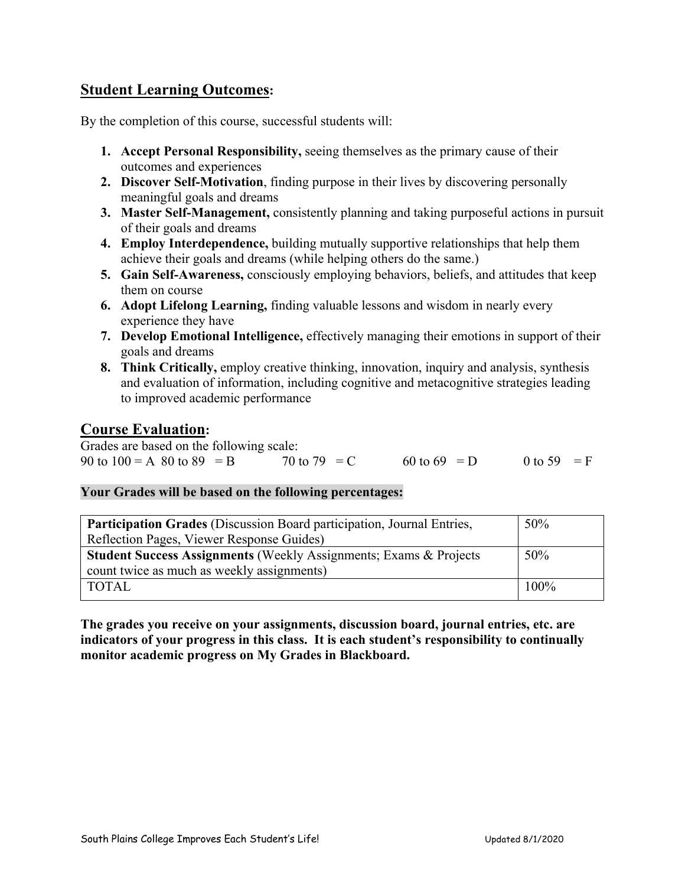## **Student Learning Outcomes:**

By the completion of this course, successful students will:

1. **Accept Personal Responsibility,** seeing themselves as the primary cause of their outcomes and experiences
2. **Discover Self-Motivation**, finding purpose in their lives by discovering personally meaningful goals and dreams
3. **Master Self-Management,** consistently planning and taking purposeful actions in pursuit of their goals and dreams
4. **Employ Interdependence,** building mutually supportive relationships that help them achieve their goals and dreams (while helping others do the same.)
5. **Gain Self-Awareness,** consciously employing behaviors, beliefs, and attitudes that keep them on course
6. **Adopt Lifelong Learning,** finding valuable lessons and wisdom in nearly every experience they have
7. **Develop Emotional Intelligence,** effectively managing their emotions in support of their goals and dreams
8. **Think Critically,** employ creative thinking, innovation, inquiry and analysis, synthesis and evaluation of information, including cognitive and metacognitive strategies leading to improved academic performance

## **Course Evaluation:**

Grades are based on the following scale:

90 to 100 = A  80 to 89 = B  70 to 79 = C  60 to 69 = D  0 to 59 = F

**Your Grades will be based on the following percentages:**

| | |
|---|---|
| **Participation Grades** (Discussion Board participation, Journal Entries, Reflection Pages, Viewer Response Guides) | 50% |
| **Student Success Assignments** (Weekly Assignments; Exams & Projects count twice as much as weekly assignments) | 50% |
| TOTAL | 100% |

**The grades you receive on your assignments, discussion board, journal entries, etc. are indicators of your progress in this class. It is each student's responsibility to continually monitor academic progress on My Grades in Blackboard.**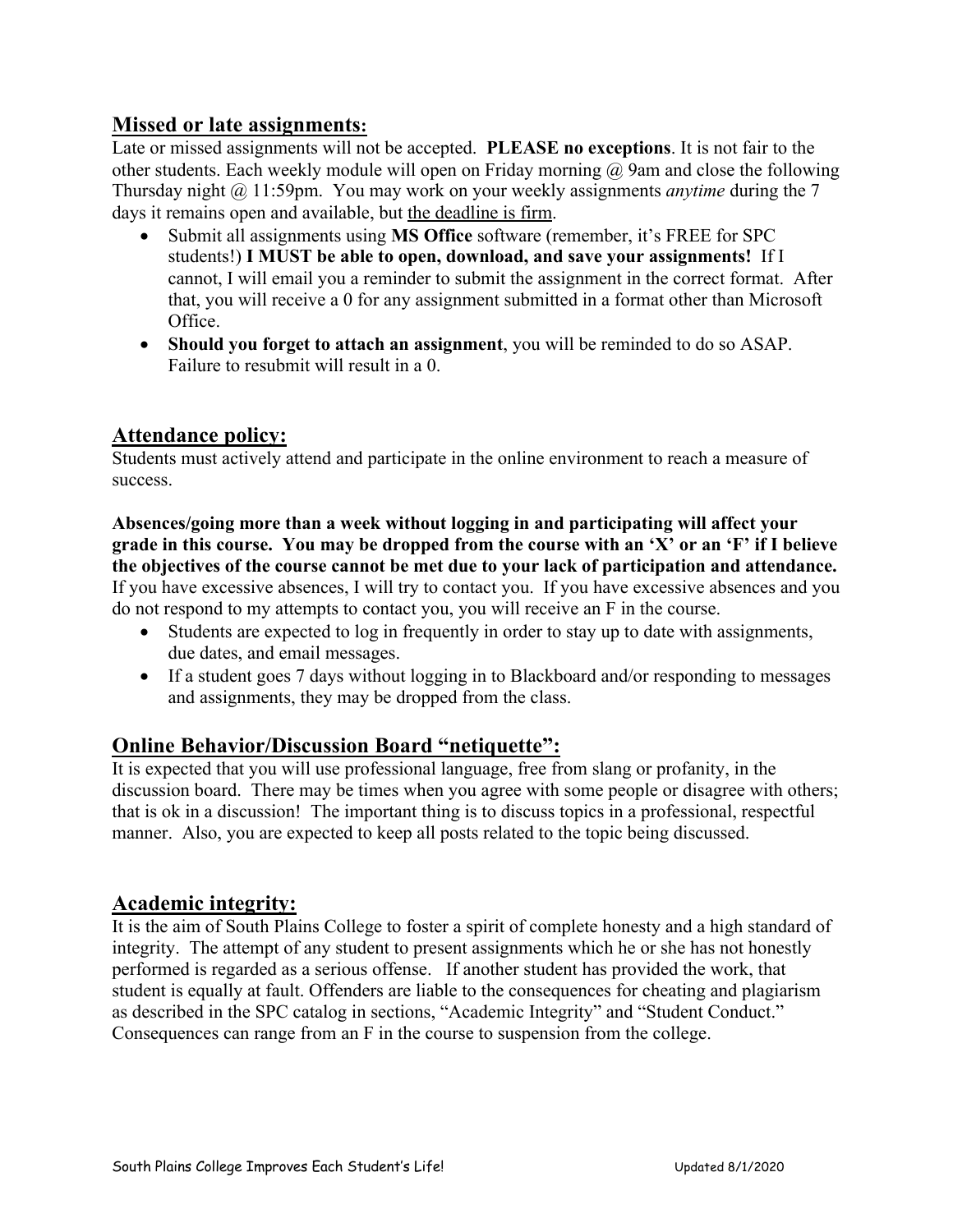## Missed or late assignments:

Late or missed assignments will not be accepted. **PLEASE no exceptions**. It is not fair to the other students. Each weekly module will open on Friday morning @ 9am and close the following Thursday night @ 11:59pm. You may work on your weekly assignments *anytime* during the 7 days it remains open and available, but <u>the deadline is firm</u>.

- Submit all assignments using **MS Office** software (remember, it's FREE for SPC students!) **I MUST be able to open, download, and save your assignments!** If I cannot, I will email you a reminder to submit the assignment in the correct format. After that, you will receive a 0 for any assignment submitted in a format other than Microsoft Office.
- **Should you forget to attach an assignment**, you will be reminded to do so ASAP. Failure to resubmit will result in a 0.

## Attendance policy:

Students must actively attend and participate in the online environment to reach a measure of success.

**Absences/going more than a week without logging in and participating will affect your grade in this course. You may be dropped from the course with an 'X' or an 'F' if I believe the objectives of the course cannot be met due to your lack of participation and attendance.** If you have excessive absences, I will try to contact you. If you have excessive absences and you do not respond to my attempts to contact you, you will receive an F in the course.

- Students are expected to log in frequently in order to stay up to date with assignments, due dates, and email messages.
- If a student goes 7 days without logging in to Blackboard and/or responding to messages and assignments, they may be dropped from the class.

## Online Behavior/Discussion Board "netiquette":

It is expected that you will use professional language, free from slang or profanity, in the discussion board. There may be times when you agree with some people or disagree with others; that is ok in a discussion! The important thing is to discuss topics in a professional, respectful manner. Also, you are expected to keep all posts related to the topic being discussed.

## Academic integrity:

It is the aim of South Plains College to foster a spirit of complete honesty and a high standard of integrity. The attempt of any student to present assignments which he or she has not honestly performed is regarded as a serious offense. If another student has provided the work, that student is equally at fault. Offenders are liable to the consequences for cheating and plagiarism as described in the SPC catalog in sections, "Academic Integrity" and "Student Conduct." Consequences can range from an F in the course to suspension from the college.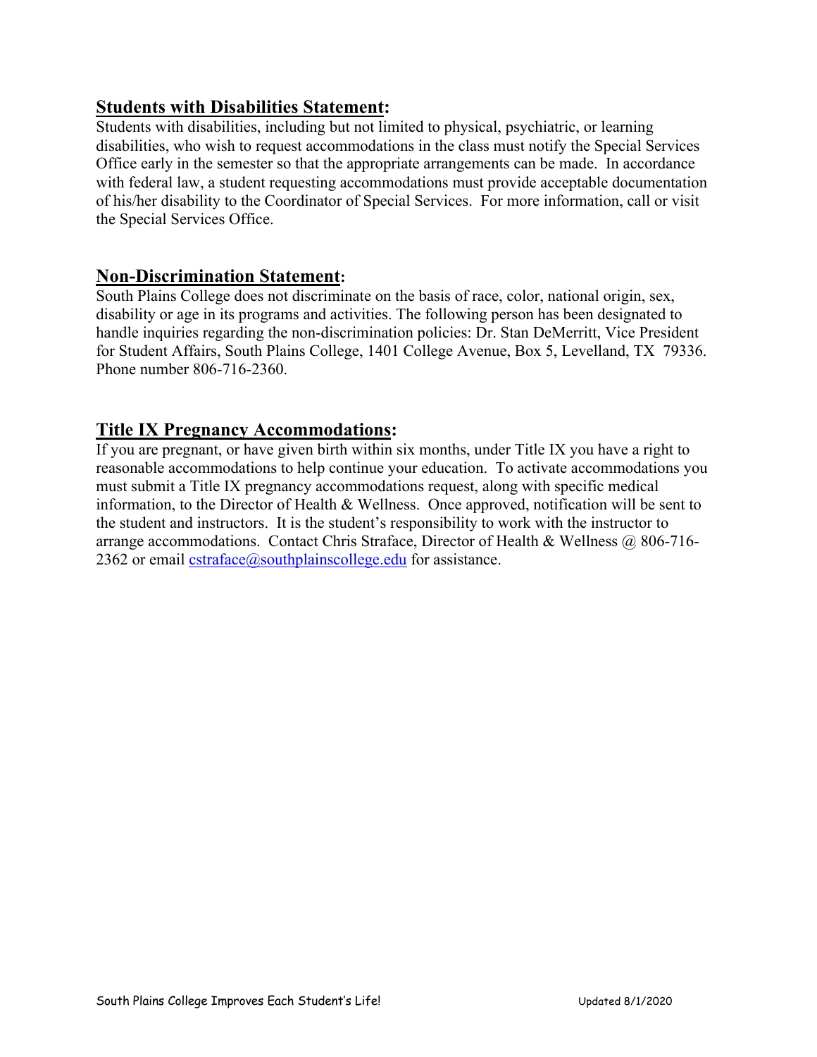## **Students with Disabilities Statement:**

Students with disabilities, including but not limited to physical, psychiatric, or learning disabilities, who wish to request accommodations in the class must notify the Special Services Office early in the semester so that the appropriate arrangements can be made. In accordance with federal law, a student requesting accommodations must provide acceptable documentation of his/her disability to the Coordinator of Special Services. For more information, call or visit the Special Services Office.

## **Non-Discrimination Statement:**

South Plains College does not discriminate on the basis of race, color, national origin, sex, disability or age in its programs and activities. The following person has been designated to handle inquiries regarding the non-discrimination policies: Dr. Stan DeMerritt, Vice President for Student Affairs, South Plains College, 1401 College Avenue, Box 5, Levelland, TX 79336. Phone number 806-716-2360.

## **Title IX Pregnancy Accommodations:**

If you are pregnant, or have given birth within six months, under Title IX you have a right to reasonable accommodations to help continue your education. To activate accommodations you must submit a Title IX pregnancy accommodations request, along with specific medical information, to the Director of Health & Wellness. Once approved, notification will be sent to the student and instructors. It is the student's responsibility to work with the instructor to arrange accommodations. Contact Chris Straface, Director of Health & Wellness @ 806-716-2362 or email cstraface@southplainscollege.edu for assistance.